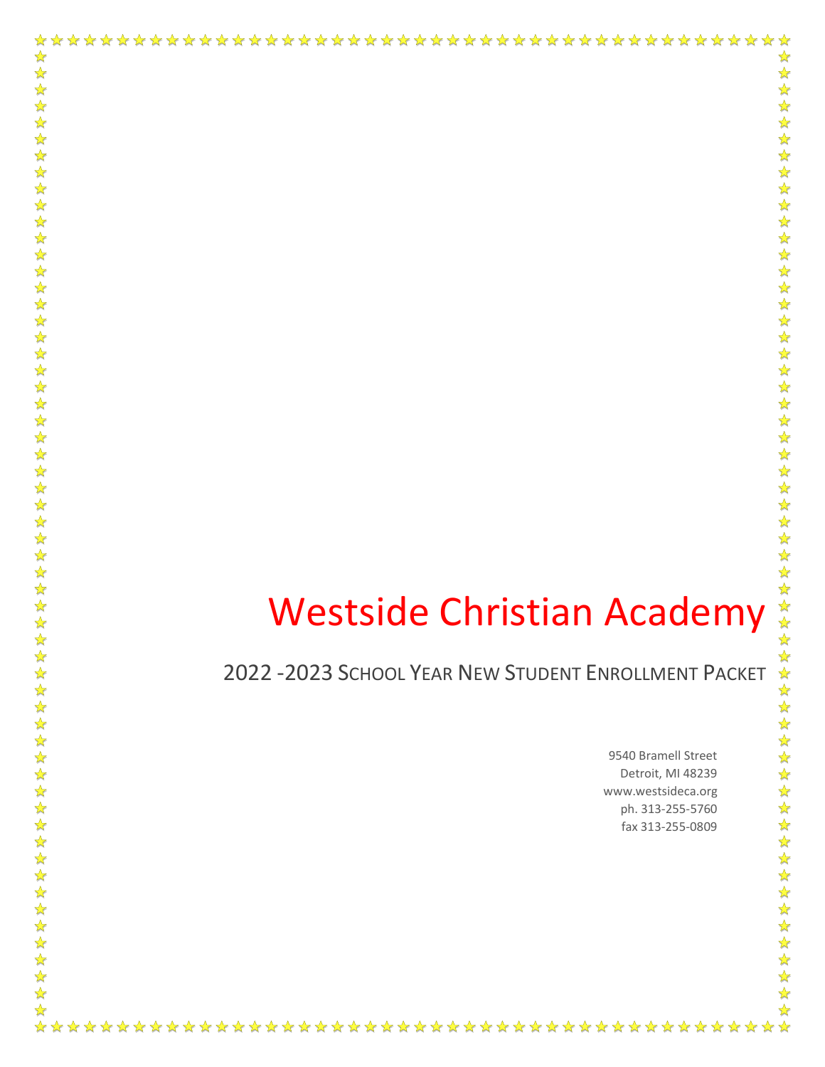# Westside Christian Academy

## 2022 -2023 School Year New Student Enrollment Packet

9540 Bramell Street
Detroit, MI 48239
www.westsideca.org
ph. 313-255-5760
fax 313-255-0809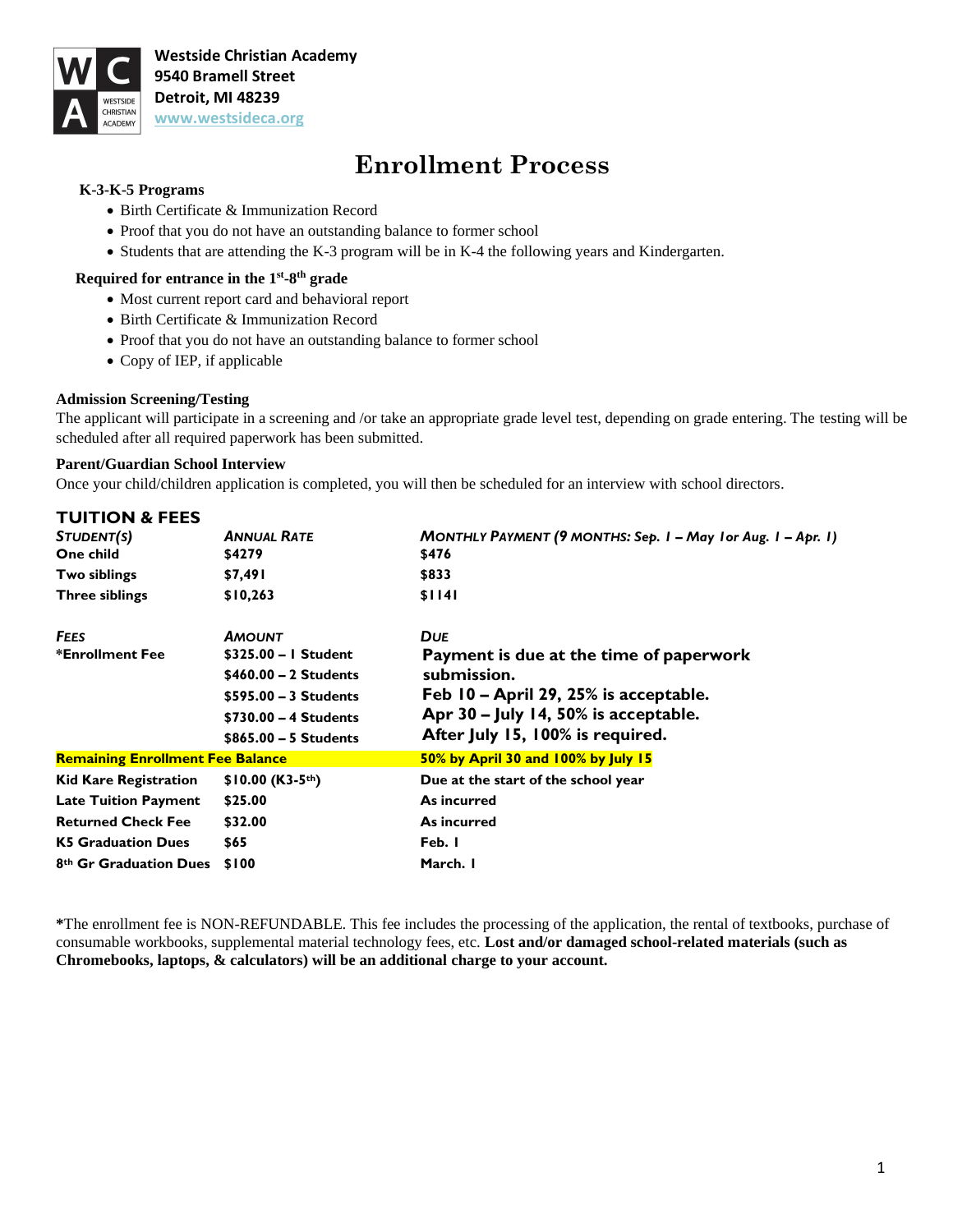**Westside Christian Academy**
**9540 Bramell Street**
**Detroit, MI 48239**
**www.westsideca.org**

# Enrollment Process

**K-3-K-5 Programs**

- Birth Certificate & Immunization Record
- Proof that you do not have an outstanding balance to former school
- Students that are attending the K-3 program will be in K-4 the following years and Kindergarten.

**Required for entrance in the 1st-8th grade**

- Most current report card and behavioral report
- Birth Certificate & Immunization Record
- Proof that you do not have an outstanding balance to former school
- Copy of IEP, if applicable

**Admission Screening/Testing**

The applicant will participate in a screening and /or take an appropriate grade level test, depending on grade entering. The testing will be scheduled after all required paperwork has been submitted.

**Parent/Guardian School Interview**

Once your child/children application is completed, you will then be scheduled for an interview with school directors.

## TUITION & FEES

| *Student(s)* | *Annual Rate* | *Monthly Payment (9 months: Sep. 1 – May 1or Aug. 1 – Apr. 1)* |
|---|---|---|
| **One child** | **$4279** | **$476** |
| **Two siblings** | **$7,491** | **$833** |
| **Three siblings** | **$10,263** | **$1141** |

| *Fees* | *Amount* | *Due* |
|---|---|---|
| **\*Enrollment Fee** | **$325.00 – 1 Student**<br>**$460.00 – 2 Students**<br>**$595.00 – 3 Students**<br>**$730.00 – 4 Students**<br>**$865.00 – 5 Students** | **Payment is due at the time of paperwork submission.**<br>**Feb 10 – April 29, 25% is acceptable.**<br>**Apr 30 – July 14, 50% is acceptable.**<br>**After July 15, 100% is required.** |
| **Remaining Enrollment Fee Balance** | | **50% by April 30 and 100% by July 15** |
| **Kid Kare Registration** | **$10.00 (K3-5th)** | **Due at the start of the school year** |
| **Late Tuition Payment** | **$25.00** | **As incurred** |
| **Returned Check Fee** | **$32.00** | **As incurred** |
| **K5 Graduation Dues** | **$65** | **Feb. 1** |
| **8th Gr Graduation Dues** | **$100** | **March. 1** |

**\***The enrollment fee is NON-REFUNDABLE. This fee includes the processing of the application, the rental of textbooks, purchase of consumable workbooks, supplemental material technology fees, etc. **Lost and/or damaged school-related materials (such as Chromebooks, laptops, & calculators) will be an additional charge to your account.**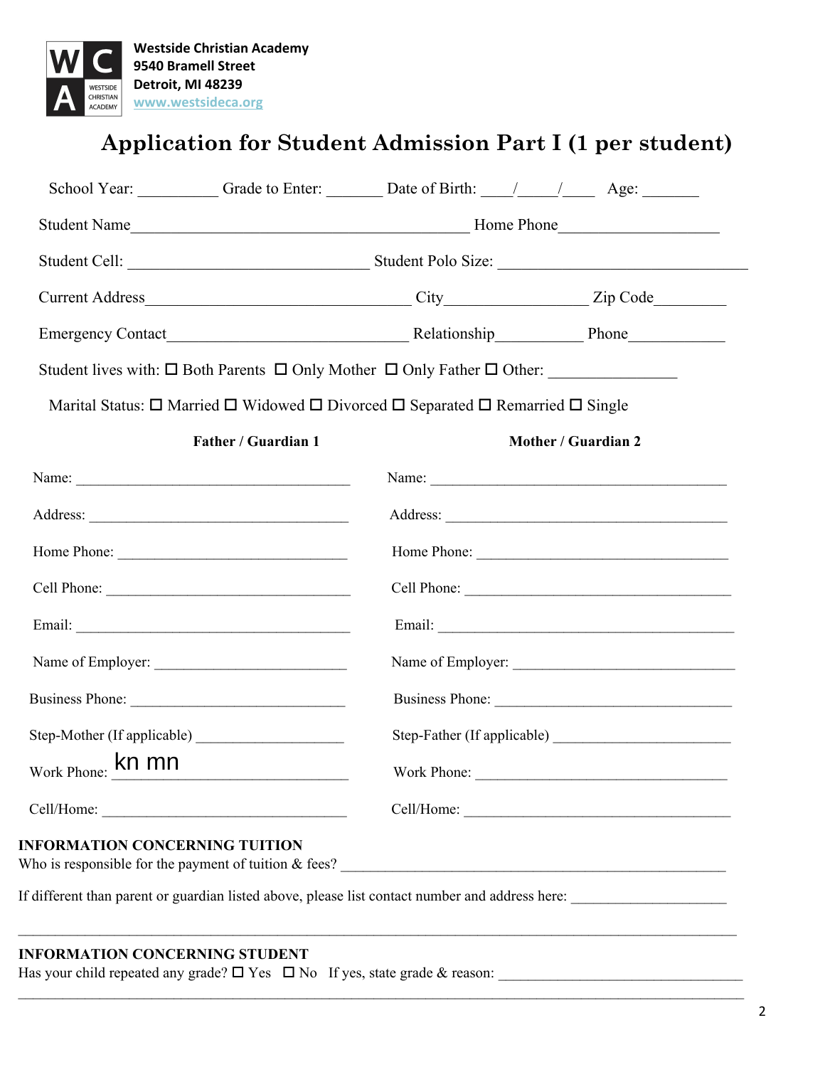**Westside Christian Academy**
**9540 Bramell Street**
**Detroit, MI 48239**
**www.westsideca.org**

# Application for Student Admission Part I (1 per student)

School Year: __________ Grade to Enter: _______ Date of Birth: ____/_____/____ Age: _______

Student Name__________________________________________ Home Phone___________________

Student Cell: ______________________________ Student Polo Size: ______________________________

Current Address_________________________________ City_________________ Zip Code_________

Emergency Contact______________________________ Relationship__________ Phone____________

Student lives with: ☐ Both Parents ☐ Only Mother ☐ Only Father ☐ Other: _______________

Marital Status: ☐ Married ☐ Widowed ☐ Divorced ☐ Separated ☐ Remarried ☐ Single

| **Father / Guardian 1** | **Mother / Guardian 2** |
| --- | --- |
| Name: ____________________________________ | Name: ________________________________________ |
| Address: __________________________________ | Address: ______________________________________ |
| Home Phone: _______________________________ | Home Phone: ___________________________________ |
| Cell Phone: ________________________________ | Cell Phone: ____________________________________ |
| Email: _____________________________________ | Email: ________________________________________ |
| Name of Employer: __________________________ | Name of Employer: ______________________________ |
| Business Phone: _____________________________ | Business Phone: _________________________________ |
| Step-Mother (If applicable) ___________________ | Step-Father (If applicable) ________________________ |
| Work Phone: kn mn | Work Phone: __________________________________ |
| Cell/Home: _________________________________ | Cell/Home: ____________________________________ |

**INFORMATION CONCERNING TUITION**

Who is responsible for the payment of tuition & fees? ______________________________________________________

If different than parent or guardian listed above, please list contact number and address here: ____________________

_____________________________________________________________________________________________

**INFORMATION CONCERNING STUDENT**

Has your child repeated any grade? ☐ Yes ☐ No If yes, state grade & reason: _________________________________

_____________________________________________________________________________________________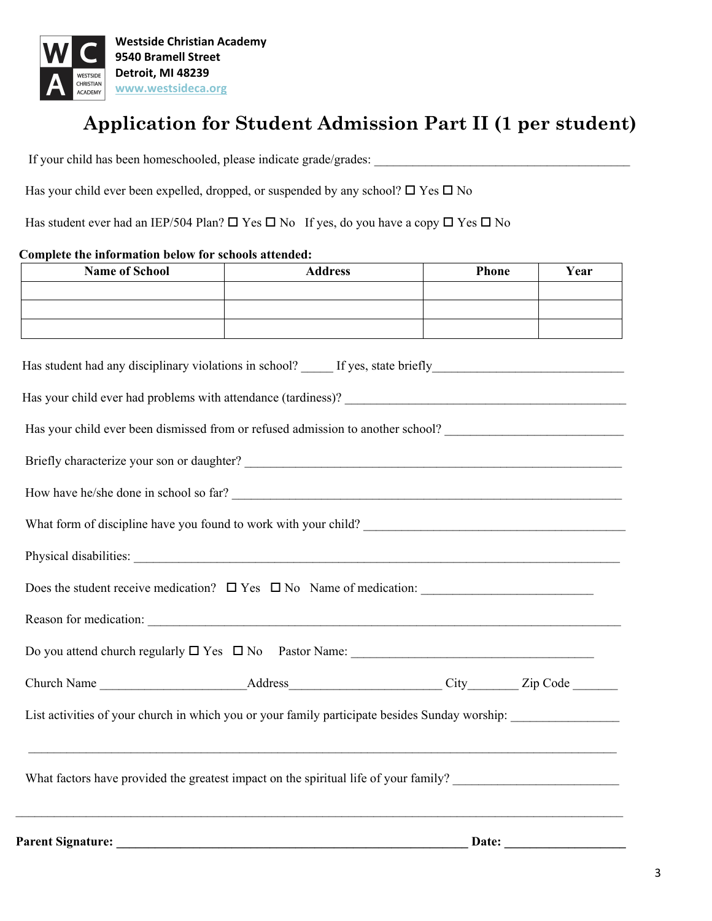Westside Christian Academy
9540 Bramell Street
Detroit, MI 48239
www.westsideca.org

# Application for Student Admission Part II (1 per student)

If your child has been homeschooled, please indicate grade/grades: ________________________________________

Has your child ever been expelled, dropped, or suspended by any school? ☐ Yes ☐ No

Has student ever had an IEP/504 Plan? ☐ Yes ☐ No If yes, do you have a copy ☐ Yes ☐ No

**Complete the information below for schools attended:**

| Name of School | Address | Phone | Year |
|---|---|---|---|
| | | | |
| | | | |
| | | | |

Has student had any disciplinary violations in school? _____ If yes, state briefly______________________________

Has your child ever had problems with attendance (tardiness)? ______________________________________________

Has your child ever been dismissed from or refused admission to another school? ____________________________

Briefly characterize your son or daughter? ______________________________________________________________

How have he/she done in school so far? ________________________________________________________________

What form of discipline have you found to work with your child? ___________________________________________

Physical disabilities: ________________________________________________________________________________

Does the student receive medication? ☐ Yes ☐ No Name of medication: __________________________

Reason for medication: ______________________________________________________________________________

Do you attend church regularly ☐ Yes ☐ No Pastor Name: _____________________________________

Church Name _______________________Address________________________ City________ Zip Code _______

List activities of your church in which you or your family participate besides Sunday worship: ________________

_____________________________________________________________________________________________

What factors have provided the greatest impact on the spiritual life of your family? __________________________

_____________________________________________________________________________________________

**Parent Signature: _________________________________________________________ Date: __________________**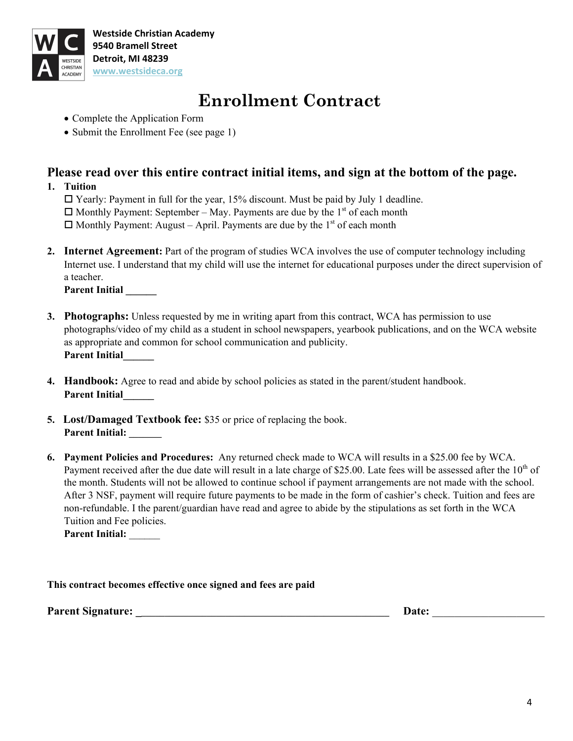**Westside Christian Academy**
**9540 Bramell Street**
**Detroit, MI 48239**
**www.westsideca.org**

# Enrollment Contract

- Complete the Application Form
- Submit the Enrollment Fee (see page 1)

## Please read over this entire contract initial items, and sign at the bottom of the page.

1. **Tuition**
   - ☐ Yearly: Payment in full for the year, 15% discount. Must be paid by July 1 deadline.
   - ☐ Monthly Payment: September – May. Payments are due by the 1st of each month
   - ☐ Monthly Payment: August – April. Payments are due by the 1st of each month

2. **Internet Agreement:** Part of the program of studies WCA involves the use of computer technology including Internet use. I understand that my child will use the internet for educational purposes under the direct supervision of a teacher.
   **Parent Initial ______**

3. **Photographs:** Unless requested by me in writing apart from this contract, WCA has permission to use photographs/video of my child as a student in school newspapers, yearbook publications, and on the WCA website as appropriate and common for school communication and publicity.
   **Parent Initial______**

4. **Handbook:** Agree to read and abide by school policies as stated in the parent/student handbook.
   **Parent Initial______**

5. **Lost/Damaged Textbook fee:** $35 or price of replacing the book.
   **Parent Initial: ______**

6. **Payment Policies and Procedures:** Any returned check made to WCA will results in a $25.00 fee by WCA. Payment received after the due date will result in a late charge of $25.00. Late fees will be assessed after the 10th of the month. Students will not be allowed to continue school if payment arrangements are not made with the school. After 3 NSF, payment will require future payments to be made in the form of cashier's check. Tuition and fees are non-refundable. I the parent/guardian have read and agree to abide by the stipulations as set forth in the WCA Tuition and Fee policies.
   **Parent Initial:** ______

**This contract becomes effective once signed and fees are paid**

**Parent Signature:** ________________________________________________ **Date:** ____________________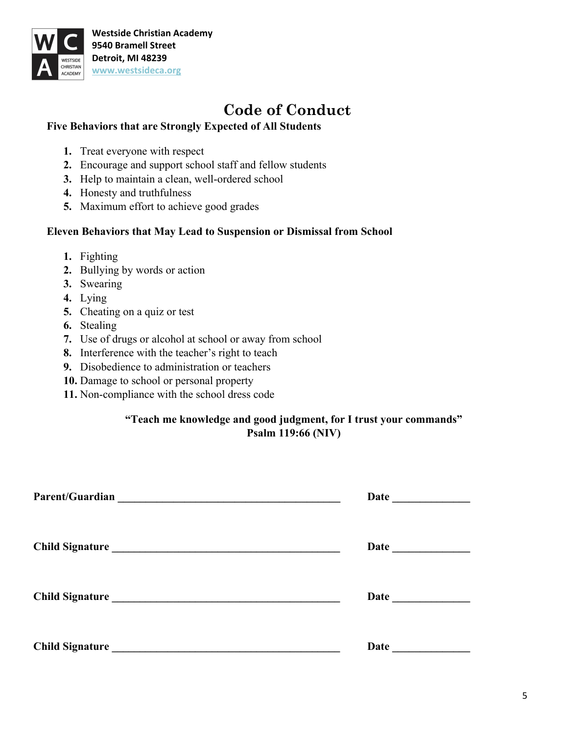**Westside Christian Academy**
**9540 Bramell Street**
**Detroit, MI 48239**
**www.westsideca.org**

# Code of Conduct

**Five Behaviors that are Strongly Expected of All Students**

1. Treat everyone with respect
2. Encourage and support school staff and fellow students
3. Help to maintain a clean, well-ordered school
4. Honesty and truthfulness
5. Maximum effort to achieve good grades

**Eleven Behaviors that May Lead to Suspension or Dismissal from School**

1. Fighting
2. Bullying by words or action
3. Swearing
4. Lying
5. Cheating on a quiz or test
6. Stealing
7. Use of drugs or alcohol at school or away from school
8. Interference with the teacher's right to teach
9. Disobedience to administration or teachers
10. Damage to school or personal property
11. Non-compliance with the school dress code

**"Teach me knowledge and good judgment, for I trust your commands"**
**Psalm 119:66 (NIV)**

**Parent/Guardian** ________________________________________ **Date** ______________

**Child Signature** ________________________________________ **Date** ______________

**Child Signature** ________________________________________ **Date** ______________

**Child Signature** ________________________________________ **Date** ______________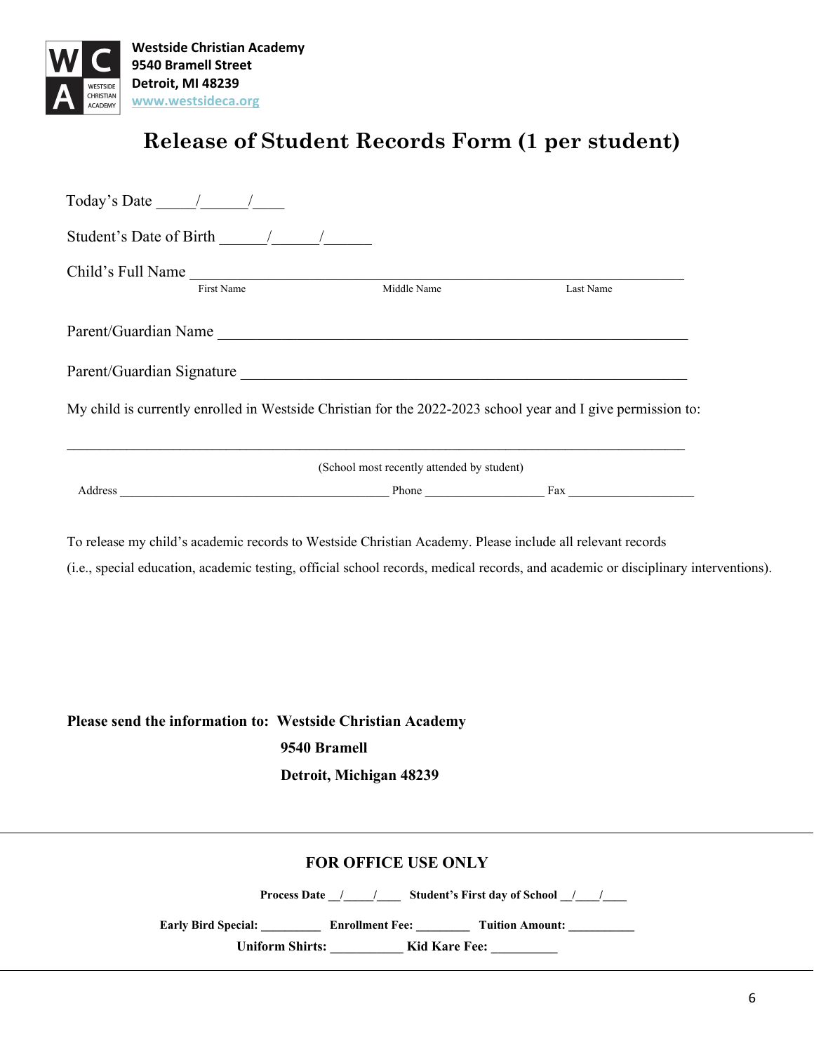**Westside Christian Academy**
**9540 Bramell Street**
**Detroit, MI 48239**
**www.westsideca.org**

# Release of Student Records Form (1 per student)

Today's Date _____/______/____

Student's Date of Birth ______/______/______

Child's Full Name ____________________________________________________________________
First Name Middle Name Last Name

Parent/Guardian Name ____________________________________________________________

Parent/Guardian Signature _________________________________________________________

My child is currently enrolled in Westside Christian for the 2022-2023 school year and I give permission to:

________________________________________________________________________________________

(School most recently attended by student)

Address ___________________________________________ Phone ___________________ Fax ____________________

To release my child's academic records to Westside Christian Academy. Please include all relevant records (i.e., special education, academic testing, official school records, medical records, and academic or disciplinary interventions).

**Please send the information to: Westside Christian Academy**
**9540 Bramell**
**Detroit, Michigan 48239**

---

## FOR OFFICE USE ONLY

**Process Date __/_____/____ Student's First day of School __/____/____**

**Early Bird Special: __________ Enrollment Fee: _________ Tuition Amount: ___________**

**Uniform Shirts: ___________ Kid Kare Fee: __________**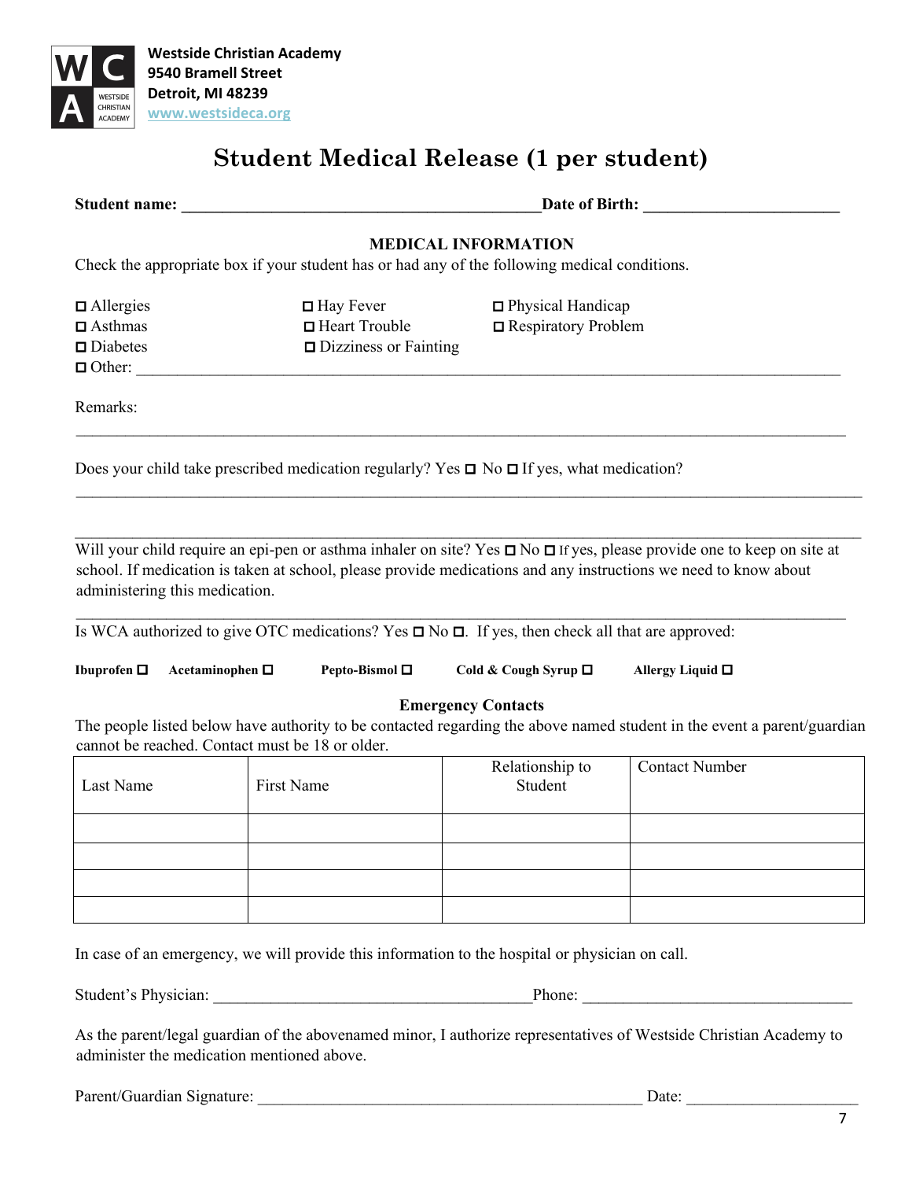**Westside Christian Academy**
**9540 Bramell Street**
**Detroit, MI 48239**
**www.westsideca.org**

# Student Medical Release (1 per student)

**Student name: \_\_\_\_\_\_\_\_\_\_\_\_\_\_\_\_\_\_\_\_\_\_\_\_\_\_\_\_\_\_\_\_\_\_\_\_\_\_\_\_\_\_\_\_Date of Birth: \_\_\_\_\_\_\_\_\_\_\_\_\_\_\_\_\_\_\_\_\_\_\_\_**

**MEDICAL INFORMATION**

Check the appropriate box if your student has or had any of the following medical conditions.

- ☐ Allergies
- ☐ Asthmas
- ☐ Diabetes
- ☐ Hay Fever
- ☐ Heart Trouble
- ☐ Dizziness or Fainting
- ☐ Physical Handicap
- ☐ Respiratory Problem
- ☐ Other: \_\_\_\_\_\_\_\_\_\_\_\_\_\_\_\_\_\_\_\_\_\_\_\_\_\_\_\_\_\_\_\_\_\_\_\_\_\_\_\_\_\_\_\_\_\_\_\_\_\_\_\_\_\_\_\_\_\_\_\_\_\_\_\_\_\_\_\_\_\_\_\_\_\_\_\_\_\_\_\_\_\_\_\_\_\_\_\_\_\_\_\_

Remarks:
\_\_\_\_\_\_\_\_\_\_\_\_\_\_\_\_\_\_\_\_\_\_\_\_\_\_\_\_\_\_\_\_\_\_\_\_\_\_\_\_\_\_\_\_\_\_\_\_\_\_\_\_\_\_\_\_\_\_\_\_\_\_\_\_\_\_\_\_\_\_\_\_\_\_\_\_\_\_\_\_\_\_\_\_\_\_\_\_\_\_\_\_

Does your child take prescribed medication regularly? Yes ☐ No ☐ If yes, what medication?
\_\_\_\_\_\_\_\_\_\_\_\_\_\_\_\_\_\_\_\_\_\_\_\_\_\_\_\_\_\_\_\_\_\_\_\_\_\_\_\_\_\_\_\_\_\_\_\_\_\_\_\_\_\_\_\_\_\_\_\_\_\_\_\_\_\_\_\_\_\_\_\_\_\_\_\_\_\_\_\_\_\_\_\_\_\_\_\_\_\_\_\_

\_\_\_\_\_\_\_\_\_\_\_\_\_\_\_\_\_\_\_\_\_\_\_\_\_\_\_\_\_\_\_\_\_\_\_\_\_\_\_\_\_\_\_\_\_\_\_\_\_\_\_\_\_\_\_\_\_\_\_\_\_\_\_\_\_\_\_\_\_\_\_\_\_\_\_\_\_\_\_\_\_\_\_\_\_\_\_\_\_\_\_\_

Will your child require an epi-pen or asthma inhaler on site? Yes ☐ No ☐ If yes, please provide one to keep on site at school. If medication is taken at school, please provide medications and any instructions we need to know about administering this medication.
\_\_\_\_\_\_\_\_\_\_\_\_\_\_\_\_\_\_\_\_\_\_\_\_\_\_\_\_\_\_\_\_\_\_\_\_\_\_\_\_\_\_\_\_\_\_\_\_\_\_\_\_\_\_\_\_\_\_\_\_\_\_\_\_\_\_\_\_\_\_\_\_\_\_\_\_\_\_\_\_\_\_\_\_\_\_\_\_\_\_\_\_

Is WCA authorized to give OTC medications? Yes ☐ No ☐. If yes, then check all that are approved:

**Ibuprofen ☐ Acetaminophen ☐ Pepto-Bismol ☐ Cold & Cough Syrup ☐ Allergy Liquid ☐**

**Emergency Contacts**

The people listed below have authority to be contacted regarding the above named student in the event a parent/guardian cannot be reached. Contact must be 18 or older.

| Last Name | First Name | Relationship to Student | Contact Number |
|---|---|---|---|
| | | | |
| | | | |
| | | | |
| | | | |

In case of an emergency, we will provide this information to the hospital or physician on call.

Student's Physician: \_\_\_\_\_\_\_\_\_\_\_\_\_\_\_\_\_\_\_\_\_\_\_\_\_\_\_\_\_\_\_\_\_\_\_\_\_\_\_Phone: \_\_\_\_\_\_\_\_\_\_\_\_\_\_\_\_\_\_\_\_\_\_\_\_\_\_\_\_\_\_\_\_\_

As the parent/legal guardian of the abovenamed minor, I authorize representatives of Westside Christian Academy to administer the medication mentioned above.

Parent/Guardian Signature: \_\_\_\_\_\_\_\_\_\_\_\_\_\_\_\_\_\_\_\_\_\_\_\_\_\_\_\_\_\_\_\_\_\_\_\_\_\_\_\_\_\_\_\_\_\_\_\_ Date: \_\_\_\_\_\_\_\_\_\_\_\_\_\_\_\_\_\_\_\_\_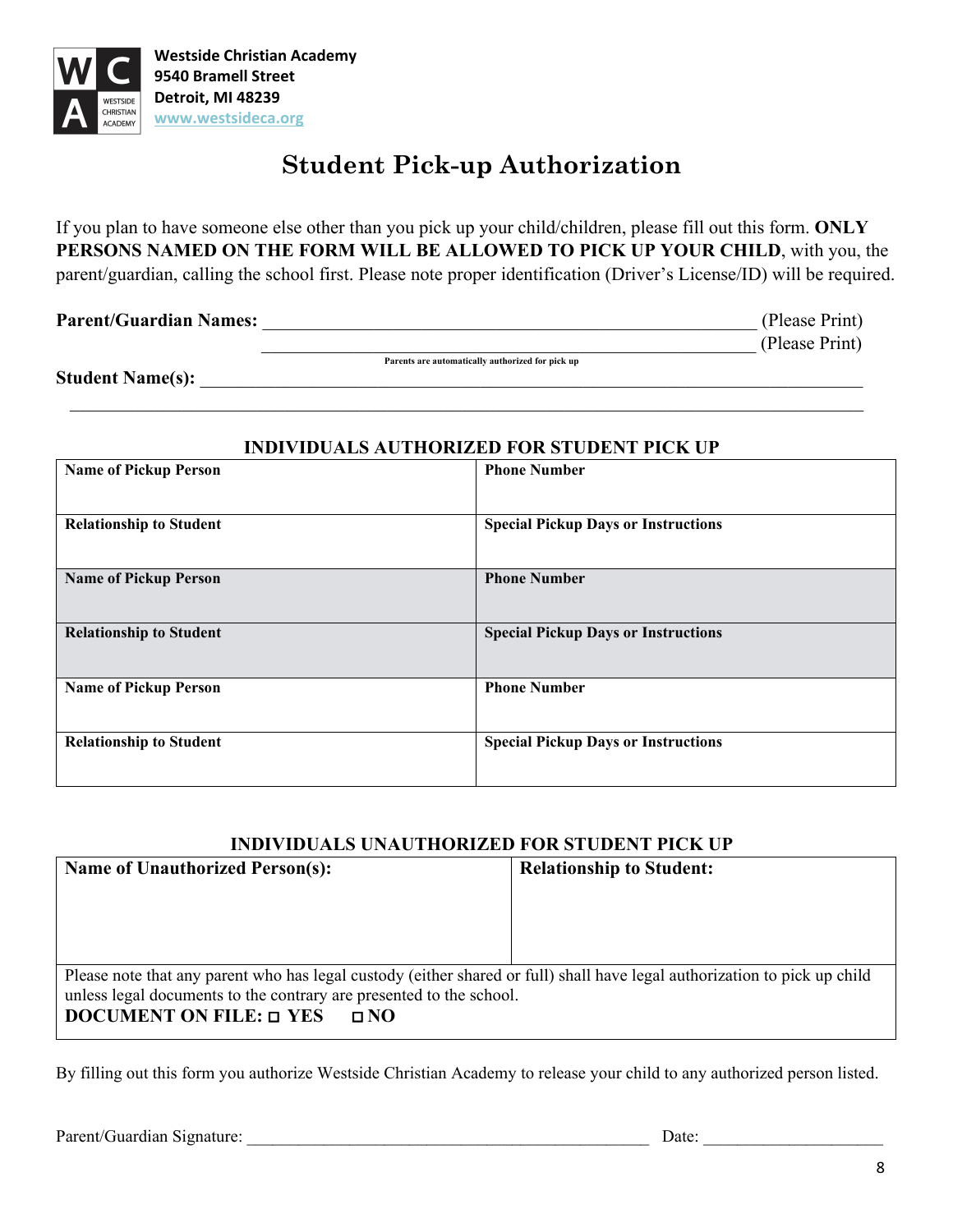Westside Christian Academy
9540 Bramell Street
Detroit, MI 48239
www.westsideca.org

# Student Pick-up Authorization

If you plan to have someone else other than you pick up your child/children, please fill out this form. **ONLY PERSONS NAMED ON THE FORM WILL BE ALLOWED TO PICK UP YOUR CHILD**, with you, the parent/guardian, calling the school first. Please note proper identification (Driver's License/ID) will be required.

**Parent/Guardian Names:** _______________________________________________ (Please Print)
_______________________________________________ (Please Print)

Parents are automatically authorized for pick up

**Student Name(s):** _______________________________________________
_______________________________________________

## INDIVIDUALS AUTHORIZED FOR STUDENT PICK UP

| **Name of Pickup Person** | **Phone Number** |
|---|---|
| **Relationship to Student** | **Special Pickup Days or Instructions** |
| **Name of Pickup Person** | **Phone Number** |
| **Relationship to Student** | **Special Pickup Days or Instructions** |
| **Name of Pickup Person** | **Phone Number** |
| **Relationship to Student** | **Special Pickup Days or Instructions** |

## INDIVIDUALS UNAUTHORIZED FOR STUDENT PICK UP

| **Name of Unauthorized Person(s):** | **Relationship to Student:** |
|---|---|
| | |

Please note that any parent who has legal custody (either shared or full) shall have legal authorization to pick up child unless legal documents to the contrary are presented to the school.

**DOCUMENT ON FILE: ☐ YES ☐ NO**

By filling out this form you authorize Westside Christian Academy to release your child to any authorized person listed.

Parent/Guardian Signature: _______________________________________________ Date: ____________________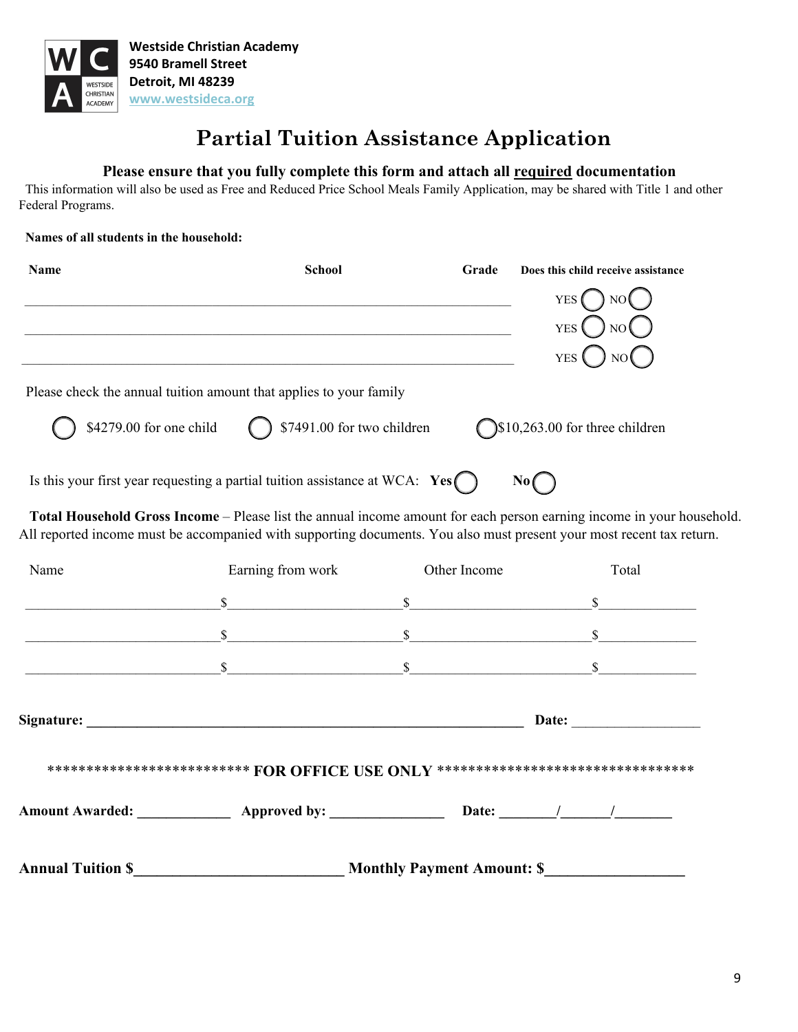**Westside Christian Academy**
**9540 Bramell Street**
**Detroit, MI 48239**
**www.westsideca.org**

# Partial Tuition Assistance Application

**Please ensure that you fully complete this form and attach all <u>required</u> documentation**

This information will also be used as Free and Reduced Price School Meals Family Application, may be shared with Title 1 and other Federal Programs.

**Names of all students in the household:**

| Name | School | Grade | Does this child receive assistance |
|---|---|---|---|
| | | | YES ◯ NO ◯ |
| | | | YES ◯ NO ◯ |
| | | | YES ◯ NO ◯ |

Please check the annual tuition amount that applies to your family

◯ $4279.00 for one child  ◯ $7491.00 for two children  ◯ $10,263.00 for three children

Is this your first year requesting a partial tuition assistance at WCA: **Yes** ◯ **No** ◯

**Total Household Gross Income** – Please list the annual income amount for each person earning income in your household. All reported income must be accompanied with supporting documents. You also must present your most recent tax return.

| Name | Earning from work | Other Income | Total |
|---|---|---|---|
| | $ | $ | $ |
| | $ | $ | $ |
| | $ | $ | $ |

**Signature:** ______________________________ **Date:** ______________

************************** **FOR OFFICE USE ONLY** **********************************

**Amount Awarded:** ____________ **Approved by:** ______________ **Date:** ______/______/______

**Annual Tuition $**_______________________ **Monthly Payment Amount: $**______________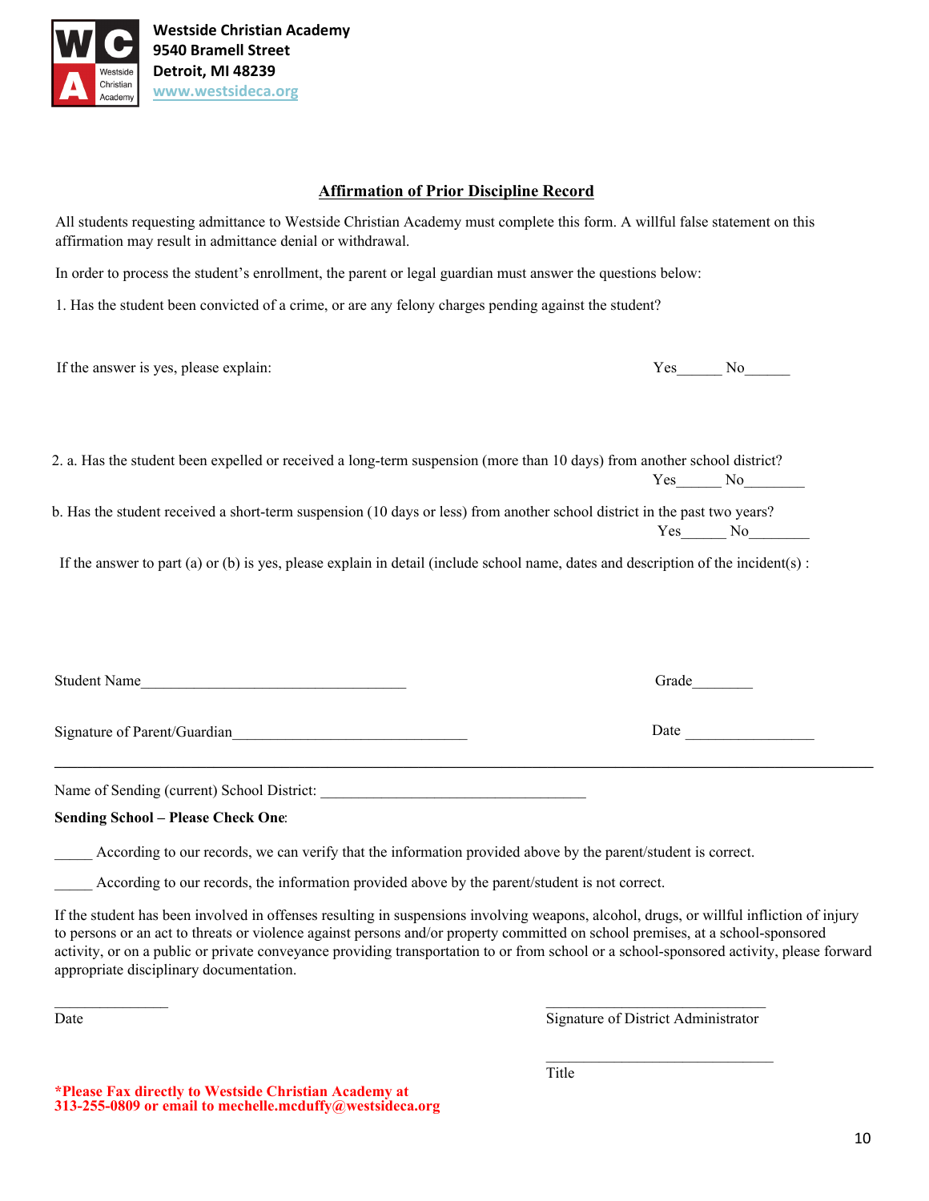Westside Christian Academy
9540 Bramell Street
Detroit, MI 48239
www.westsideca.org

## Affirmation of Prior Discipline Record

All students requesting admittance to Westside Christian Academy must complete this form. A willful false statement on this affirmation may result in admittance denial or withdrawal.

In order to process the student's enrollment, the parent or legal guardian must answer the questions below:

1. Has the student been convicted of a crime, or are any felony charges pending against the student?

If the answer is yes, please explain: Yes______ No______

2. a. Has the student been expelled or received a long-term suspension (more than 10 days) from another school district? Yes______ No________

b. Has the student received a short-term suspension (10 days or less) from another school district in the past two years? Yes______ No________

If the answer to part (a) or (b) is yes, please explain in detail (include school name, dates and description of the incident(s) :

Student Name___________________________________ Grade________

Signature of Parent/Guardian_______________________________ Date _________________

---

Name of Sending (current) School District: ___________________________________

**Sending School – Please Check One**:

_____ According to our records, we can verify that the information provided above by the parent/student is correct.

_____ According to our records, the information provided above by the parent/student is not correct.

If the student has been involved in offenses resulting in suspensions involving weapons, alcohol, drugs, or willful infliction of injury to persons or an act to threats or violence against persons and/or property committed on school premises, at a school-sponsored activity, or on a public or private conveyance providing transportation to or from school or a school-sponsored activity, please forward appropriate disciplinary documentation.

_______________ Date

______________________________ Signature of District Administrator

______________________________ Title

**\*Please Fax directly to Westside Christian Academy at 313-255-0809 or email to mechelle.mcduffy@westsideca.org**